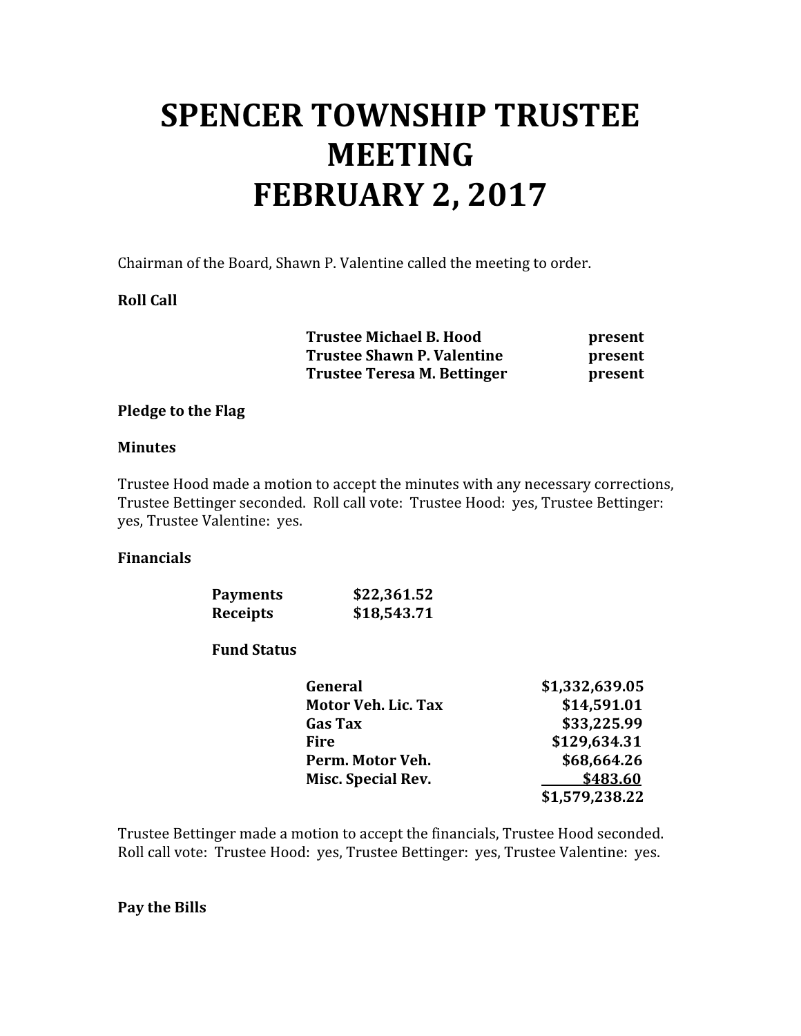# SPENCER TOWNSHIP TRUSTEE MEETING FEBRUARY 2, 2017

Chairman of the Board, Shawn P. Valentine called the meeting to order.

**Roll Call**

| | |
|---|---|
| **Trustee Michael B. Hood** | **present** |
| **Trustee Shawn P. Valentine** | **present** |
| **Trustee Teresa M. Bettinger** | **present** |

**Pledge to the Flag**

**Minutes**

Trustee Hood made a motion to accept the minutes with any necessary corrections, Trustee Bettinger seconded. Roll call vote: Trustee Hood: yes, Trustee Bettinger: yes, Trustee Valentine: yes.

**Financials**

| | |
|---|---|
| **Payments** | **$22,361.52** |
| **Receipts** | **$18,543.71** |

**Fund Status**

| | |
|---|---|
| **General** | **$1,332,639.05** |
| **Motor Veh. Lic. Tax** | **$14,591.01** |
| **Gas Tax** | **$33,225.99** |
| **Fire** | **$129,634.31** |
| **Perm. Motor Veh.** | **$68,664.26** |
| **Misc. Special Rev.** | **$483.60** |
| | **$1,579,238.22** |

Trustee Bettinger made a motion to accept the financials, Trustee Hood seconded. Roll call vote: Trustee Hood: yes, Trustee Bettinger: yes, Trustee Valentine: yes.

**Pay the Bills**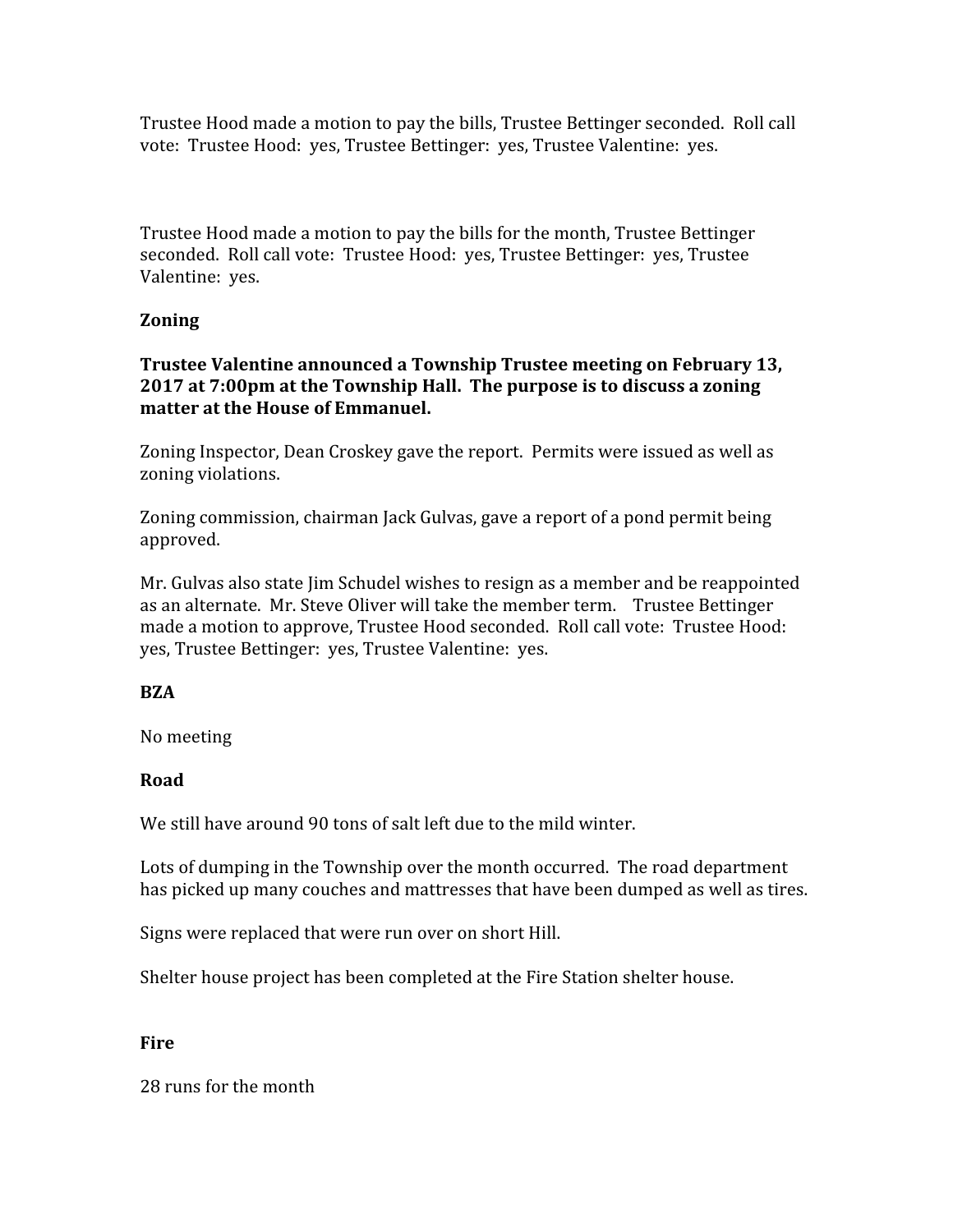Trustee Hood made a motion to pay the bills, Trustee Bettinger seconded. Roll call vote: Trustee Hood: yes, Trustee Bettinger: yes, Trustee Valentine: yes.

Trustee Hood made a motion to pay the bills for the month, Trustee Bettinger seconded. Roll call vote: Trustee Hood: yes, Trustee Bettinger: yes, Trustee Valentine: yes.

**Zoning**

**Trustee Valentine announced a Township Trustee meeting on February 13, 2017 at 7:00pm at the Township Hall. The purpose is to discuss a zoning matter at the House of Emmanuel.**

Zoning Inspector, Dean Croskey gave the report. Permits were issued as well as zoning violations.

Zoning commission, chairman Jack Gulvas, gave a report of a pond permit being approved.

Mr. Gulvas also state Jim Schudel wishes to resign as a member and be reappointed as an alternate. Mr. Steve Oliver will take the member term. Trustee Bettinger made a motion to approve, Trustee Hood seconded. Roll call vote: Trustee Hood: yes, Trustee Bettinger: yes, Trustee Valentine: yes.

**BZA**

No meeting

**Road**

We still have around 90 tons of salt left due to the mild winter.

Lots of dumping in the Township over the month occurred. The road department has picked up many couches and mattresses that have been dumped as well as tires.

Signs were replaced that were run over on short Hill.

Shelter house project has been completed at the Fire Station shelter house.

**Fire**

28 runs for the month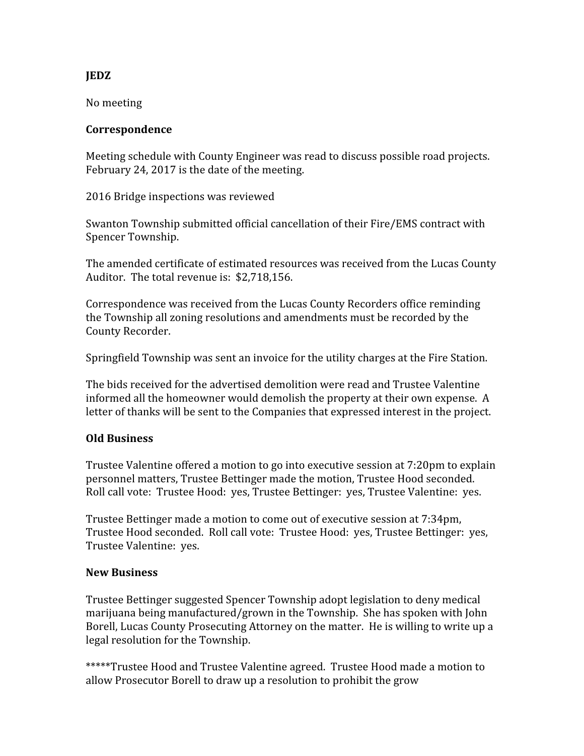**JEDZ**

No meeting

**Correspondence**

Meeting schedule with County Engineer was read to discuss possible road projects. February 24, 2017 is the date of the meeting.

2016 Bridge inspections was reviewed

Swanton Township submitted official cancellation of their Fire/EMS contract with Spencer Township.

The amended certificate of estimated resources was received from the Lucas County Auditor. The total revenue is: $2,718,156.

Correspondence was received from the Lucas County Recorders office reminding the Township all zoning resolutions and amendments must be recorded by the County Recorder.

Springfield Township was sent an invoice for the utility charges at the Fire Station.

The bids received for the advertised demolition were read and Trustee Valentine informed all the homeowner would demolish the property at their own expense. A letter of thanks will be sent to the Companies that expressed interest in the project.

**Old Business**

Trustee Valentine offered a motion to go into executive session at 7:20pm to explain personnel matters, Trustee Bettinger made the motion, Trustee Hood seconded. Roll call vote: Trustee Hood: yes, Trustee Bettinger: yes, Trustee Valentine: yes.

Trustee Bettinger made a motion to come out of executive session at 7:34pm, Trustee Hood seconded. Roll call vote: Trustee Hood: yes, Trustee Bettinger: yes, Trustee Valentine: yes.

**New Business**

Trustee Bettinger suggested Spencer Township adopt legislation to deny medical marijuana being manufactured/grown in the Township. She has spoken with John Borell, Lucas County Prosecuting Attorney on the matter. He is willing to write up a legal resolution for the Township.

*****Trustee Hood and Trustee Valentine agreed. Trustee Hood made a motion to allow Prosecutor Borell to draw up a resolution to prohibit the grow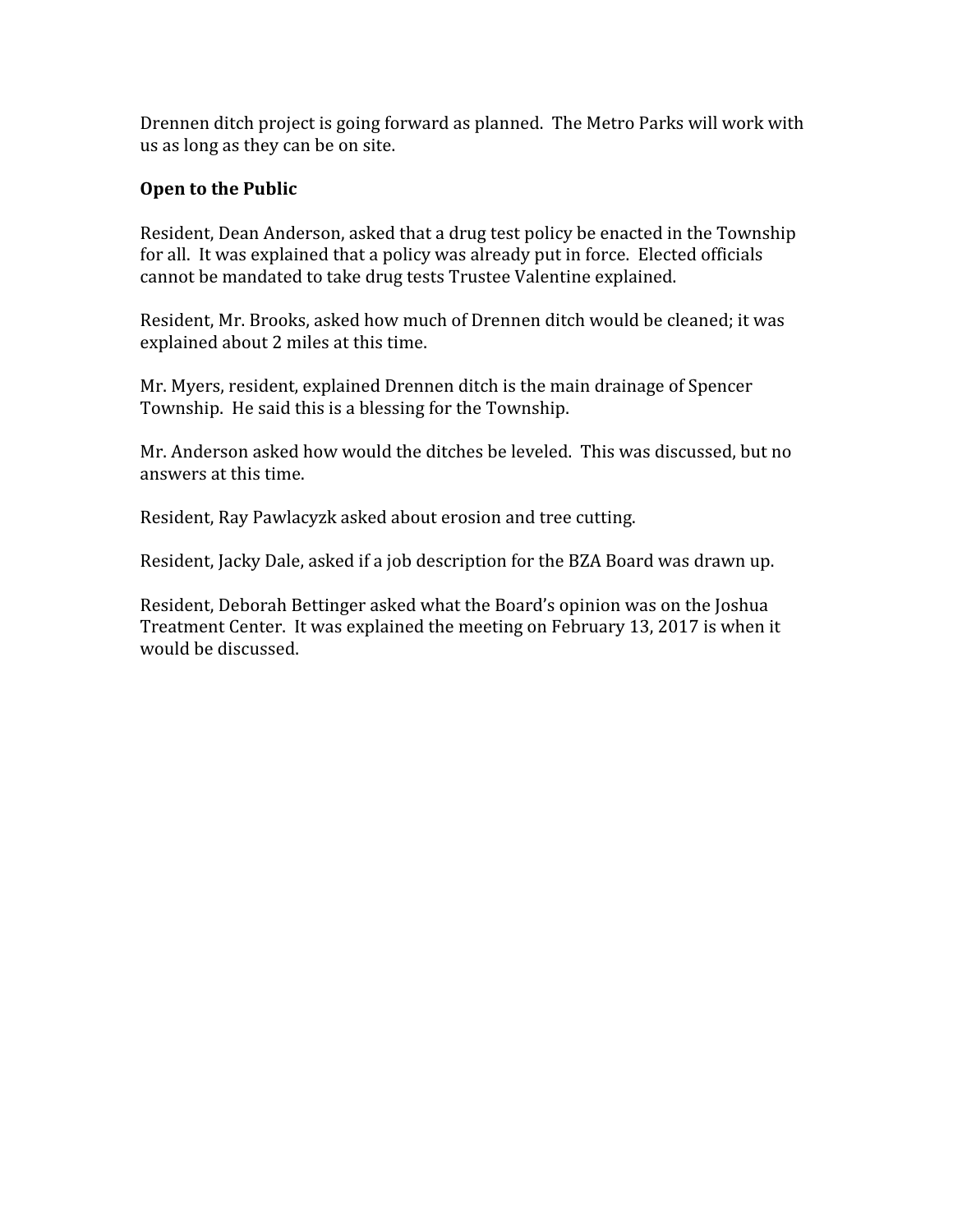Drennen ditch project is going forward as planned. The Metro Parks will work with us as long as they can be on site.

**Open to the Public**

Resident, Dean Anderson, asked that a drug test policy be enacted in the Township for all. It was explained that a policy was already put in force. Elected officials cannot be mandated to take drug tests Trustee Valentine explained.

Resident, Mr. Brooks, asked how much of Drennen ditch would be cleaned; it was explained about 2 miles at this time.

Mr. Myers, resident, explained Drennen ditch is the main drainage of Spencer Township. He said this is a blessing for the Township.

Mr. Anderson asked how would the ditches be leveled. This was discussed, but no answers at this time.

Resident, Ray Pawlacyzk asked about erosion and tree cutting.

Resident, Jacky Dale, asked if a job description for the BZA Board was drawn up.

Resident, Deborah Bettinger asked what the Board's opinion was on the Joshua Treatment Center. It was explained the meeting on February 13, 2017 is when it would be discussed.